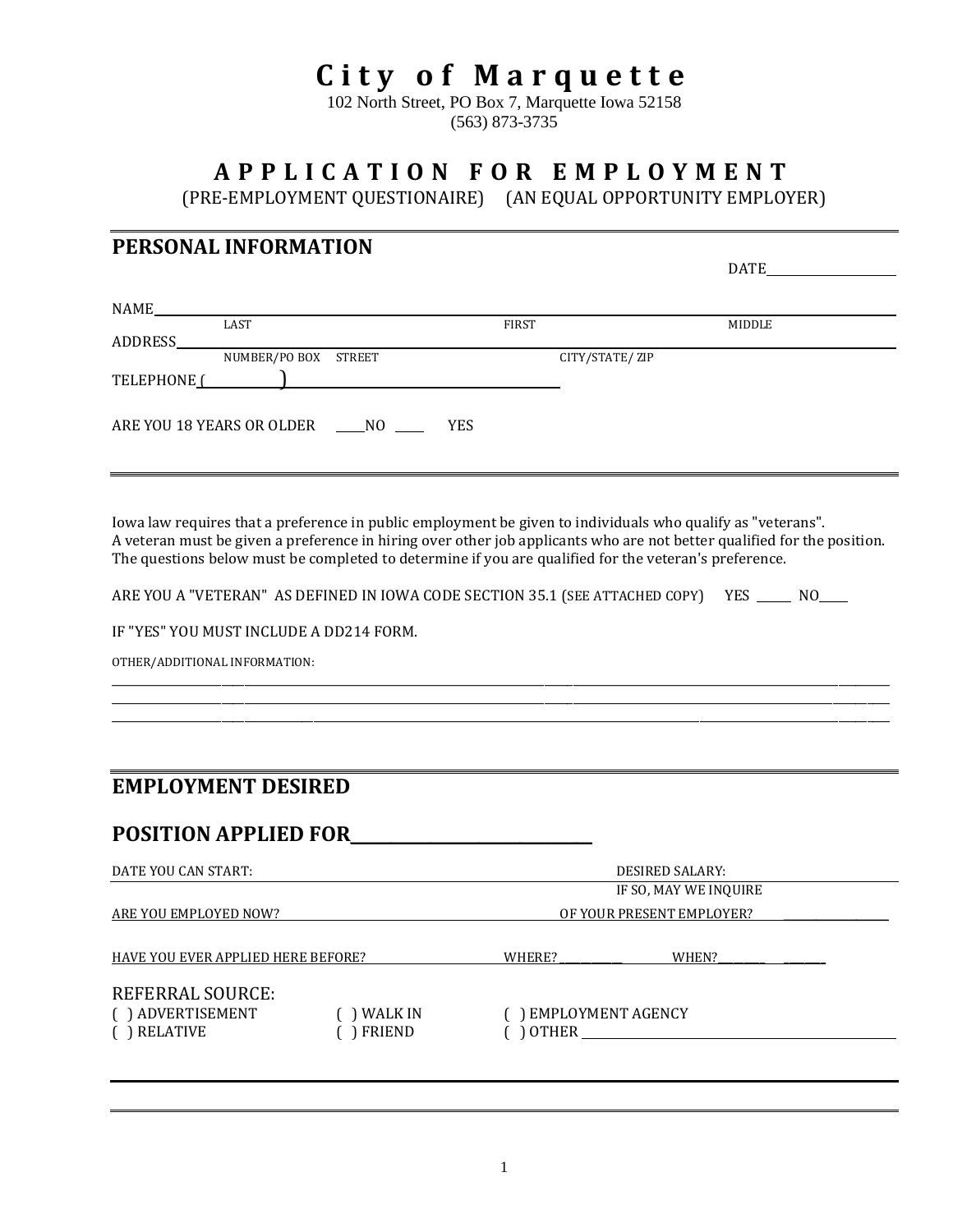# City of Marquette

102 North Street, PO Box 7, Marquette Iowa 52158
(563) 873-3735

## APPLICATION FOR EMPLOYMENT

(PRE-EMPLOYMENT QUESTIONAIRE) (AN EQUAL OPPORTUNITY EMPLOYER)

## PERSONAL INFORMATION

DATE____________________

NAME______________________________________________________________________________
LAST FIRST MIDDLE

ADDRESS___________________________________________________________________________
NUMBER/PO BOX STREET CITY/STATE/ ZIP

TELEPHONE (__________)______________________________________

ARE YOU 18 YEARS OR OLDER _____NO _____ YES

Iowa law requires that a preference in public employment be given to individuals who qualify as "veterans". A veteran must be given a preference in hiring over other job applicants who are not better qualified for the position. The questions below must be completed to determine if you are qualified for the veteran's preference.

ARE YOU A "VETERAN" AS DEFINED IN IOWA CODE SECTION 35.1 (SEE ATTACHED COPY) YES ______ NO_____

IF "YES" YOU MUST INCLUDE A DD214 FORM.

OTHER/ADDITIONAL INFORMATION:

__________________________________________________________________________________________
__________________________________________________________________________________________
__________________________________________________________________________________________

## EMPLOYMENT DESIRED

## POSITION APPLIED FOR______________________________

DATE YOU CAN START: DESIRED SALARY:

ARE YOU EMPLOYED NOW? IF SO, MAY WE INQUIRE OF YOUR PRESENT EMPLOYER? __________________

HAVE YOU EVER APPLIED HERE BEFORE? WHERE? ___________ WHEN? ________ ________

REFERRAL SOURCE:

( ) ADVERTISEMENT ( ) WALK IN ( ) EMPLOYMENT AGENCY
( ) RELATIVE ( ) FRIEND ( ) OTHER ______________________________________________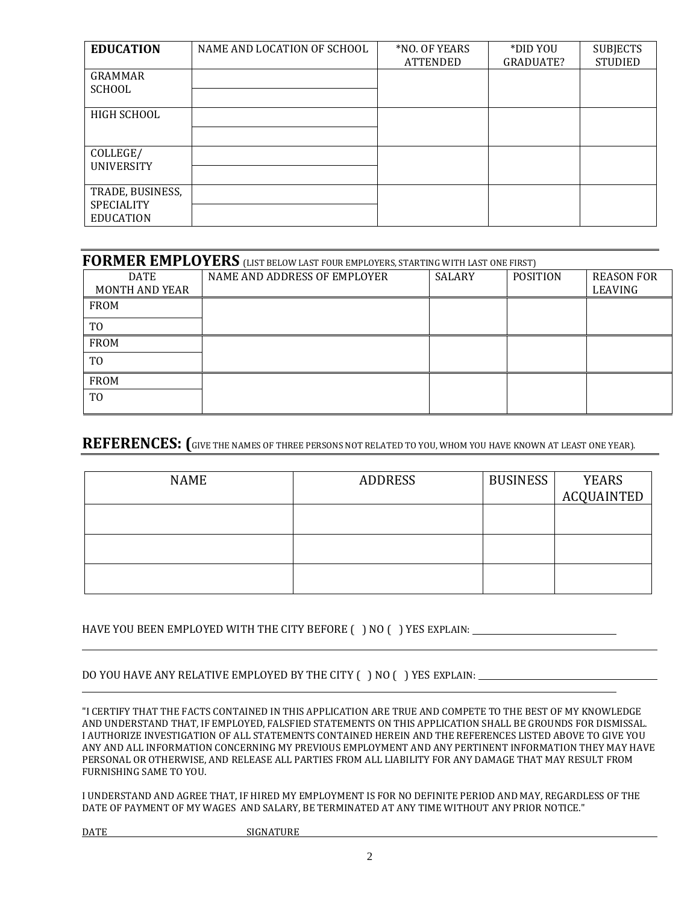| EDUCATION | NAME AND LOCATION OF SCHOOL | *NO. OF YEARS ATTENDED | *DID YOU GRADUATE? | SUBJECTS STUDIED |
|---|---|---|---|---|
| GRAMMAR SCHOOL | | | | |
| | | | | |
| HIGH SCHOOL | | | | |
| | | | | |
| COLLEGE/ UNIVERSITY | | | | |
| | | | | |
| TRADE, BUSINESS, SPECIALITY EDUCATION | | | | |
| | | | | |

## FORMER EMPLOYERS (LIST BELOW LAST FOUR EMPLOYERS, STARTING WITH LAST ONE FIRST)

| DATE MONTH AND YEAR | NAME AND ADDRESS OF EMPLOYER | SALARY | POSITION | REASON FOR LEAVING |
|---|---|---|---|---|
| FROM | | | | |
| TO | | | | |
| FROM | | | | |
| TO | | | | |
| FROM | | | | |
| TO | | | | |

## REFERENCES: (GIVE THE NAMES OF THREE PERSONS NOT RELATED TO YOU, WHOM YOU HAVE KNOWN AT LEAST ONE YEAR).

| NAME | ADDRESS | BUSINESS | YEARS ACQUAINTED |
|---|---|---|---|
| | | | |
| | | | |
| | | | |

HAVE YOU BEEN EMPLOYED WITH THE CITY BEFORE ( ) NO ( ) YES EXPLAIN: ______________________________

_____________________________________________________________________________

DO YOU HAVE ANY RELATIVE EMPLOYED BY THE CITY ( ) NO ( ) YES EXPLAIN: ______________________________

_____________________________________________________________________________

"I CERTIFY THAT THE FACTS CONTAINED IN THIS APPLICATION ARE TRUE AND COMPETE TO THE BEST OF MY KNOWLEDGE AND UNDERSTAND THAT, IF EMPLOYED, FALSFIED STATEMENTS ON THIS APPLICATION SHALL BE GROUNDS FOR DISMISSAL. I AUTHORIZE INVESTIGATION OF ALL STATEMENTS CONTAINED HEREIN AND THE REFERENCES LISTED ABOVE TO GIVE YOU ANY AND ALL INFORMATION CONCERNING MY PREVIOUS EMPLOYMENT AND ANY PERTINENT INFORMATION THEY MAY HAVE PERSONAL OR OTHERWISE, AND RELEASE ALL PARTIES FROM ALL LIABILITY FOR ANY DAMAGE THAT MAY RESULT FROM FURNISHING SAME TO YOU.

I UNDERSTAND AND AGREE THAT, IF HIRED MY EMPLOYMENT IS FOR NO DEFINITE PERIOD AND MAY, REGARDLESS OF THE DATE OF PAYMENT OF MY WAGES AND SALARY, BE TERMINATED AT ANY TIME WITHOUT ANY PRIOR NOTICE."

DATE ______________________ SIGNATURE ______________________________________________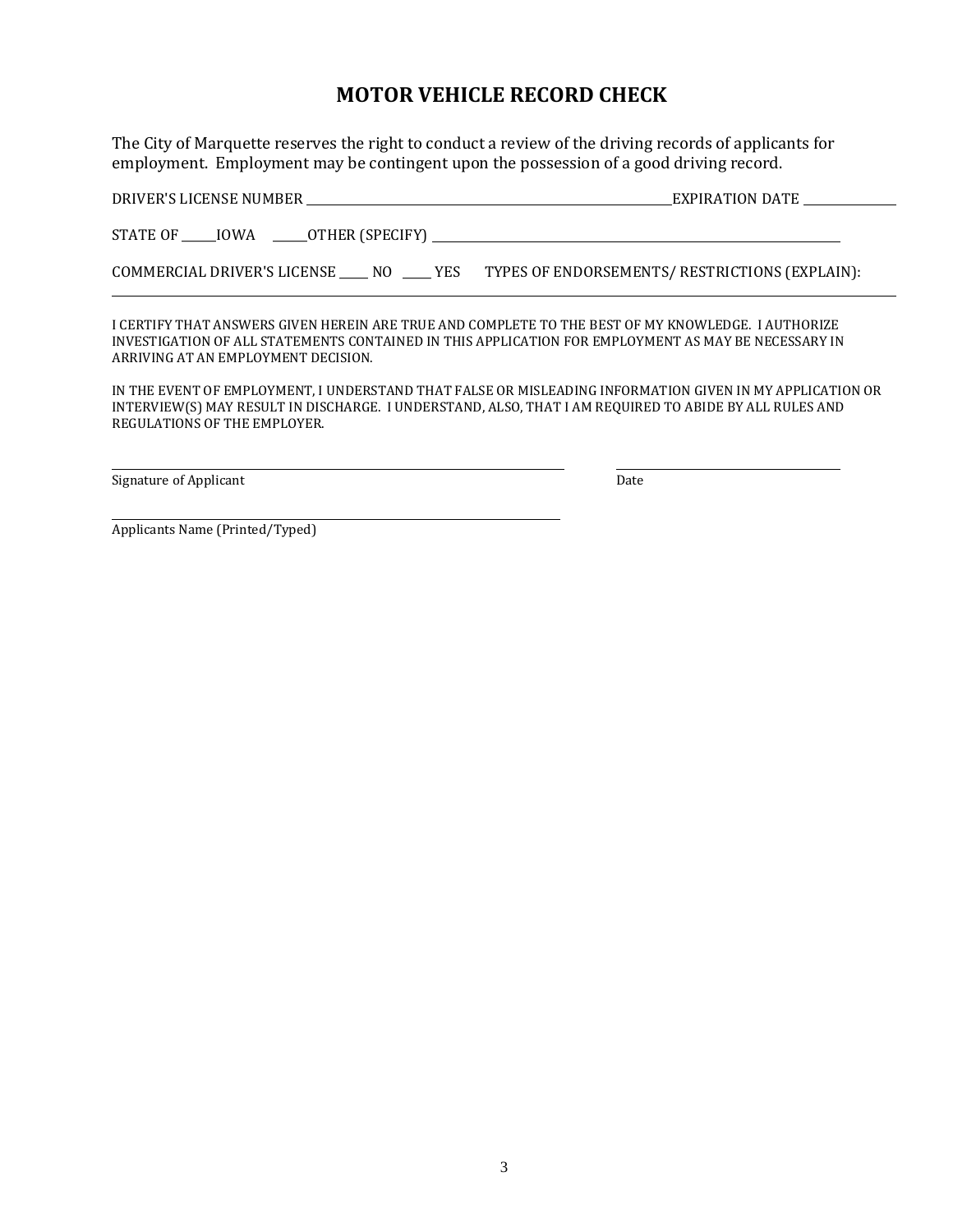# MOTOR VEHICLE RECORD CHECK

The City of Marquette reserves the right to conduct a review of the driving records of applicants for employment. Employment may be contingent upon the possession of a good driving record.

DRIVER'S LICENSE NUMBER ______________________________ EXPIRATION DATE ____________

STATE OF _____IOWA _____OTHER (SPECIFY) ______________________________

COMMERCIAL DRIVER'S LICENSE _____ NO _____ YES TYPES OF ENDORSEMENTS/ RESTRICTIONS (EXPLAIN):

______________________________________________________________________

I CERTIFY THAT ANSWERS GIVEN HEREIN ARE TRUE AND COMPLETE TO THE BEST OF MY KNOWLEDGE. I AUTHORIZE INVESTIGATION OF ALL STATEMENTS CONTAINED IN THIS APPLICATION FOR EMPLOYMENT AS MAY BE NECESSARY IN ARRIVING AT AN EMPLOYMENT DECISION.

IN THE EVENT OF EMPLOYMENT, I UNDERSTAND THAT FALSE OR MISLEADING INFORMATION GIVEN IN MY APPLICATION OR INTERVIEW(S) MAY RESULT IN DISCHARGE. I UNDERSTAND, ALSO, THAT I AM REQUIRED TO ABIDE BY ALL RULES AND REGULATIONS OF THE EMPLOYER.

______________________________________ ____________________

Signature of Applicant Date

______________________________________

Applicants Name (Printed/Typed)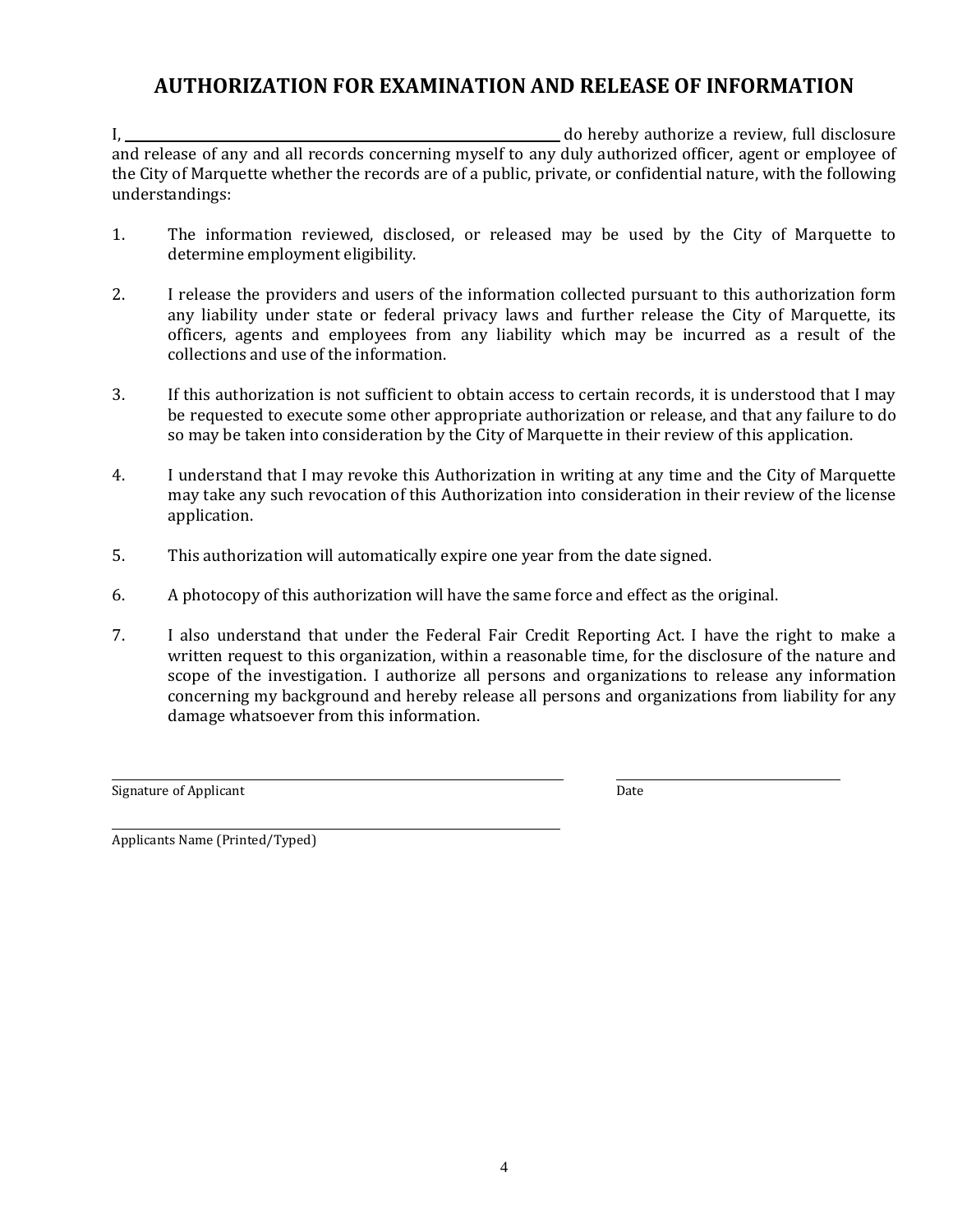# AUTHORIZATION FOR EXAMINATION AND RELEASE OF INFORMATION

I, \_\_\_\_\_\_\_\_\_\_\_\_\_\_\_\_\_\_\_\_\_\_\_\_\_\_\_\_\_\_\_\_\_\_\_\_\_\_\_\_\_\_\_\_\_\_\_\_ do hereby authorize a review, full disclosure and release of any and all records concerning myself to any duly authorized officer, agent or employee of the City of Marquette whether the records are of a public, private, or confidential nature, with the following understandings:

1. The information reviewed, disclosed, or released may be used by the City of Marquette to determine employment eligibility.

2. I release the providers and users of the information collected pursuant to this authorization form any liability under state or federal privacy laws and further release the City of Marquette, its officers, agents and employees from any liability which may be incurred as a result of the collections and use of the information.

3. If this authorization is not sufficient to obtain access to certain records, it is understood that I may be requested to execute some other appropriate authorization or release, and that any failure to do so may be taken into consideration by the City of Marquette in their review of this application.

4. I understand that I may revoke this Authorization in writing at any time and the City of Marquette may take any such revocation of this Authorization into consideration in their review of the license application.

5. This authorization will automatically expire one year from the date signed.

6. A photocopy of this authorization will have the same force and effect as the original.

7. I also understand that under the Federal Fair Credit Reporting Act. I have the right to make a written request to this organization, within a reasonable time, for the disclosure of the nature and scope of the investigation. I authorize all persons and organizations to release any information concerning my background and hereby release all persons and organizations from liability for any damage whatsoever from this information.

\_\_\_\_\_\_\_\_\_\_\_\_\_\_\_\_\_\_\_\_\_\_\_\_\_\_\_\_\_\_\_\_\_\_\_\_\_\_\_\_\_\_\_\_ &nbsp;&nbsp;&nbsp;&nbsp; \_\_\_\_\_\_\_\_\_\_\_\_\_\_\_\_\_\_\_\_\_\_\_\_
Signature of Applicant &nbsp;&nbsp;&nbsp;&nbsp; Date

\_\_\_\_\_\_\_\_\_\_\_\_\_\_\_\_\_\_\_\_\_\_\_\_\_\_\_\_\_\_\_\_\_\_\_\_\_\_\_\_\_\_\_\_
Applicants Name (Printed/Typed)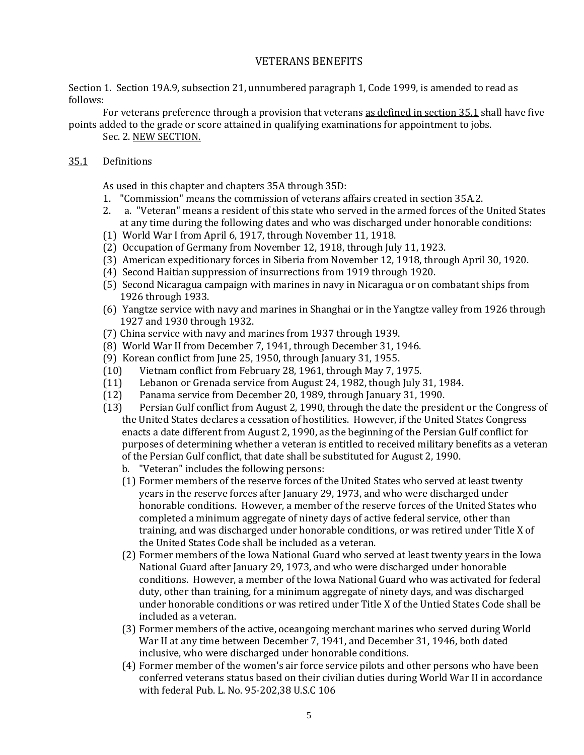# VETERANS BENEFITS

Section 1. Section 19A.9, subsection 21, unnumbered paragraph 1, Code 1999, is amended to read as follows:

For veterans preference through a provision that veterans <u>as defined in section 35.1</u> shall have five points added to the grade or score attained in qualifying examinations for appointment to jobs.

Sec. 2. <u>NEW SECTION.</u>

<u>35.1</u> Definitions

As used in this chapter and chapters 35A through 35D:

1. "Commission" means the commission of veterans affairs created in section 35A.2.
2. a. "Veteran" means a resident of this state who served in the armed forces of the United States at any time during the following dates and who was discharged under honorable conditions:

(1) World War I from April 6, 1917, through November 11, 1918.
(2) Occupation of Germany from November 12, 1918, through July 11, 1923.
(3) American expeditionary forces in Siberia from November 12, 1918, through April 30, 1920.
(4) Second Haitian suppression of insurrections from 1919 through 1920.
(5) Second Nicaragua campaign with marines in navy in Nicaragua or on combatant ships from 1926 through 1933.
(6) Yangtze service with navy and marines in Shanghai or in the Yangtze valley from 1926 through 1927 and 1930 through 1932.
(7) China service with navy and marines from 1937 through 1939.
(8) World War II from December 7, 1941, through December 31, 1946.
(9) Korean conflict from June 25, 1950, through January 31, 1955.
(10) Vietnam conflict from February 28, 1961, through May 7, 1975.
(11) Lebanon or Grenada service from August 24, 1982, though July 31, 1984.
(12) Panama service from December 20, 1989, through January 31, 1990.
(13) Persian Gulf conflict from August 2, 1990, through the date the president or the Congress of the United States declares a cessation of hostilities. However, if the United States Congress enacts a date different from August 2, 1990, as the beginning of the Persian Gulf conflict for purposes of determining whether a veteran is entitled to received military benefits as a veteran of the Persian Gulf conflict, that date shall be substituted for August 2, 1990.

b. "Veteran" includes the following persons:

(1) Former members of the reserve forces of the United States who served at least twenty years in the reserve forces after January 29, 1973, and who were discharged under honorable conditions. However, a member of the reserve forces of the United States who completed a minimum aggregate of ninety days of active federal service, other than training, and was discharged under honorable conditions, or was retired under Title X of the United States Code shall be included as a veteran.
(2) Former members of the Iowa National Guard who served at least twenty years in the Iowa National Guard after January 29, 1973, and who were discharged under honorable conditions. However, a member of the Iowa National Guard who was activated for federal duty, other than training, for a minimum aggregate of ninety days, and was discharged under honorable conditions or was retired under Title X of the Untied States Code shall be included as a veteran.
(3) Former members of the active, oceangoing merchant marines who served during World War II at any time between December 7, 1941, and December 31, 1946, both dated inclusive, who were discharged under honorable conditions.
(4) Former member of the women's air force service pilots and other persons who have been conferred veterans status based on their civilian duties during World War II in accordance with federal Pub. L. No. 95-202,38 U.S.C 106